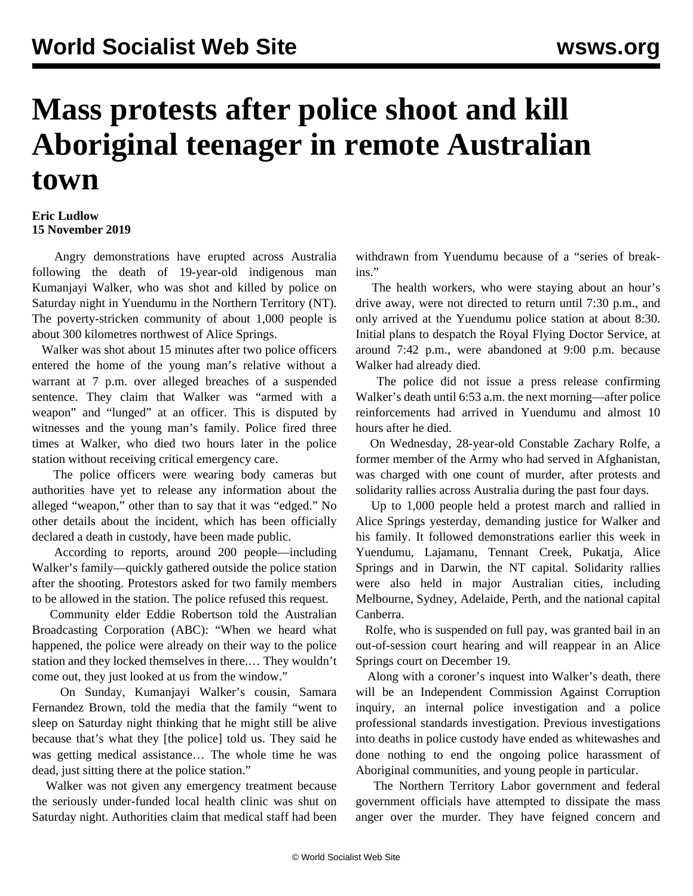# Mass protests after police shoot and kill Aboriginal teenager in remote Australian town

**Eric Ludlow**
**15 November 2019**

Angry demonstrations have erupted across Australia following the death of 19-year-old indigenous man Kumanjayi Walker, who was shot and killed by police on Saturday night in Yuendumu in the Northern Territory (NT). The poverty-stricken community of about 1,000 people is about 300 kilometres northwest of Alice Springs.

Walker was shot about 15 minutes after two police officers entered the home of the young man's relative without a warrant at 7 p.m. over alleged breaches of a suspended sentence. They claim that Walker was "armed with a weapon" and "lunged" at an officer. This is disputed by witnesses and the young man's family. Police fired three times at Walker, who died two hours later in the police station without receiving critical emergency care.

The police officers were wearing body cameras but authorities have yet to release any information about the alleged "weapon," other than to say that it was "edged." No other details about the incident, which has been officially declared a death in custody, have been made public.

According to reports, around 200 people—including Walker's family—quickly gathered outside the police station after the shooting. Protestors asked for two family members to be allowed in the station. The police refused this request.

Community elder Eddie Robertson told the Australian Broadcasting Corporation (ABC): "When we heard what happened, the police were already on their way to the police station and they locked themselves in there.… They wouldn't come out, they just looked at us from the window."

On Sunday, Kumanjayi Walker's cousin, Samara Fernandez Brown, told the media that the family "went to sleep on Saturday night thinking that he might still be alive because that's what they [the police] told us. They said he was getting medical assistance… The whole time he was dead, just sitting there at the police station."

Walker was not given any emergency treatment because the seriously under-funded local health clinic was shut on Saturday night. Authorities claim that medical staff had been withdrawn from Yuendumu because of a "series of break-ins."

The health workers, who were staying about an hour's drive away, were not directed to return until 7:30 p.m., and only arrived at the Yuendumu police station at about 8:30. Initial plans to despatch the Royal Flying Doctor Service, at around 7:42 p.m., were abandoned at 9:00 p.m. because Walker had already died.

The police did not issue a press release confirming Walker's death until 6:53 a.m. the next morning—after police reinforcements had arrived in Yuendumu and almost 10 hours after he died.

On Wednesday, 28-year-old Constable Zachary Rolfe, a former member of the Army who had served in Afghanistan, was charged with one count of murder, after protests and solidarity rallies across Australia during the past four days.

Up to 1,000 people held a protest march and rallied in Alice Springs yesterday, demanding justice for Walker and his family. It followed demonstrations earlier this week in Yuendumu, Lajamanu, Tennant Creek, Pukatja, Alice Springs and in Darwin, the NT capital. Solidarity rallies were also held in major Australian cities, including Melbourne, Sydney, Adelaide, Perth, and the national capital Canberra.

Rolfe, who is suspended on full pay, was granted bail in an out-of-session court hearing and will reappear in an Alice Springs court on December 19.

Along with a coroner's inquest into Walker's death, there will be an Independent Commission Against Corruption inquiry, an internal police investigation and a police professional standards investigation. Previous investigations into deaths in police custody have ended as whitewashes and done nothing to end the ongoing police harassment of Aboriginal communities, and young people in particular.

The Northern Territory Labor government and federal government officials have attempted to dissipate the mass anger over the murder. They have feigned concern and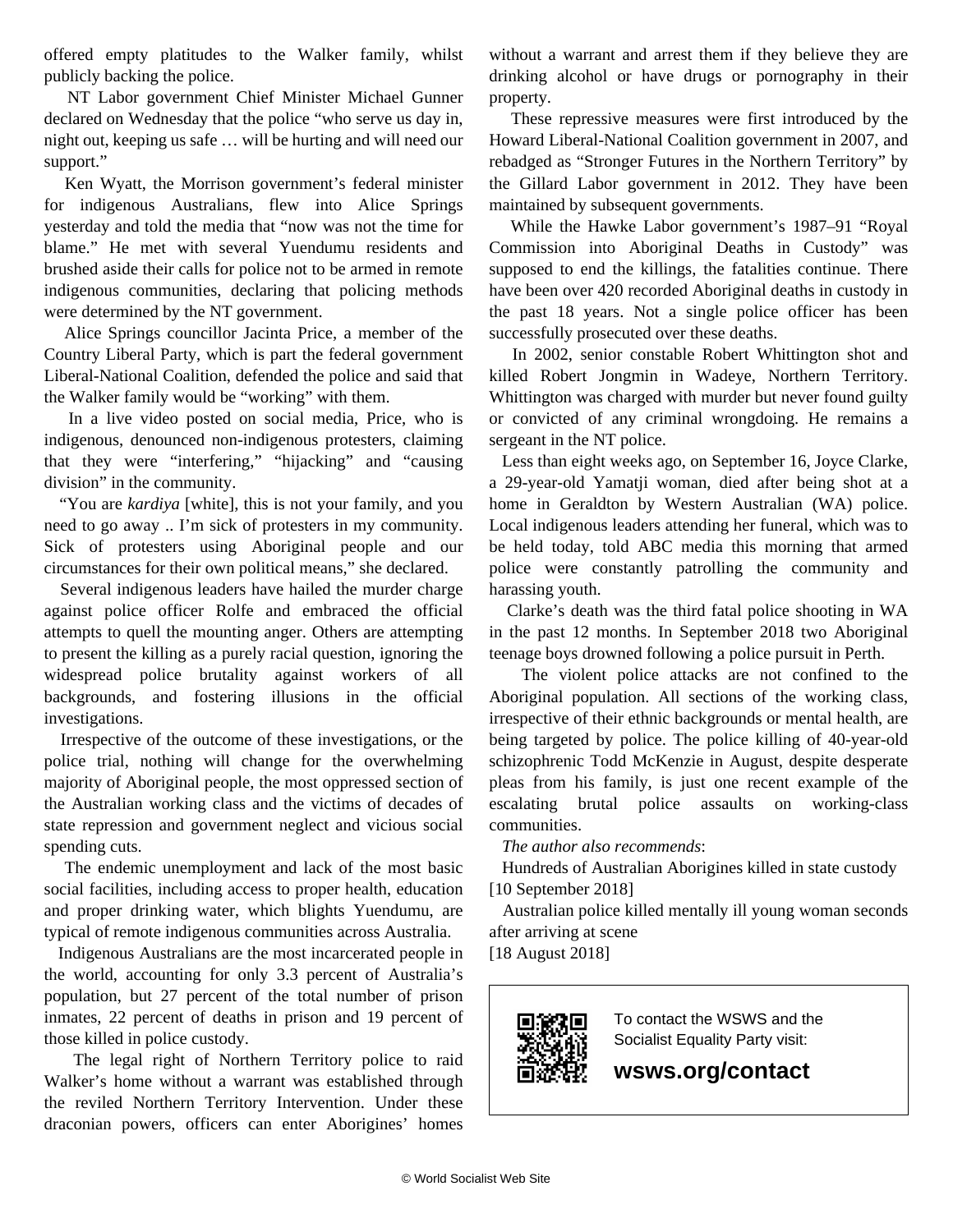offered empty platitudes to the Walker family, whilst publicly backing the police.

NT Labor government Chief Minister Michael Gunner declared on Wednesday that the police "who serve us day in, night out, keeping us safe … will be hurting and will need our support."

Ken Wyatt, the Morrison government's federal minister for indigenous Australians, flew into Alice Springs yesterday and told the media that "now was not the time for blame." He met with several Yuendumu residents and brushed aside their calls for police not to be armed in remote indigenous communities, declaring that policing methods were determined by the NT government.

Alice Springs councillor Jacinta Price, a member of the Country Liberal Party, which is part the federal government Liberal-National Coalition, defended the police and said that the Walker family would be "working" with them.

In a live video posted on social media, Price, who is indigenous, denounced non-indigenous protesters, claiming that they were "interfering," "hijacking" and "causing division" in the community.

"You are *kardiya* [white], this is not your family, and you need to go away .. I'm sick of protesters in my community. Sick of protesters using Aboriginal people and our circumstances for their own political means," she declared.

Several indigenous leaders have hailed the murder charge against police officer Rolfe and embraced the official attempts to quell the mounting anger. Others are attempting to present the killing as a purely racial question, ignoring the widespread police brutality against workers of all backgrounds, and fostering illusions in the official investigations.

Irrespective of the outcome of these investigations, or the police trial, nothing will change for the overwhelming majority of Aboriginal people, the most oppressed section of the Australian working class and the victims of decades of state repression and government neglect and vicious social spending cuts.

The endemic unemployment and lack of the most basic social facilities, including access to proper health, education and proper drinking water, which blights Yuendumu, are typical of remote indigenous communities across Australia.

Indigenous Australians are the most incarcerated people in the world, accounting for only 3.3 percent of Australia's population, but 27 percent of the total number of prison inmates, 22 percent of deaths in prison and 19 percent of those killed in police custody.

The legal right of Northern Territory police to raid Walker's home without a warrant was established through the reviled Northern Territory Intervention. Under these draconian powers, officers can enter Aborigines' homes without a warrant and arrest them if they believe they are drinking alcohol or have drugs or pornography in their property.

These repressive measures were first introduced by the Howard Liberal-National Coalition government in 2007, and rebadged as "Stronger Futures in the Northern Territory" by the Gillard Labor government in 2012. They have been maintained by subsequent governments.

While the Hawke Labor government's 1987–91 "Royal Commission into Aboriginal Deaths in Custody" was supposed to end the killings, the fatalities continue. There have been over 420 recorded Aboriginal deaths in custody in the past 18 years. Not a single police officer has been successfully prosecuted over these deaths.

In 2002, senior constable Robert Whittington shot and killed Robert Jongmin in Wadeye, Northern Territory. Whittington was charged with murder but never found guilty or convicted of any criminal wrongdoing. He remains a sergeant in the NT police.

Less than eight weeks ago, on September 16, Joyce Clarke, a 29-year-old Yamatji woman, died after being shot at a home in Geraldton by Western Australian (WA) police. Local indigenous leaders attending her funeral, which was to be held today, told ABC media this morning that armed police were constantly patrolling the community and harassing youth.

Clarke's death was the third fatal police shooting in WA in the past 12 months. In September 2018 two Aboriginal teenage boys drowned following a police pursuit in Perth.

The violent police attacks are not confined to the Aboriginal population. All sections of the working class, irrespective of their ethnic backgrounds or mental health, are being targeted by police. The police killing of 40-year-old schizophrenic Todd McKenzie in August, despite desperate pleas from his family, is just one recent example of the escalating brutal police assaults on working-class communities.

*The author also recommends*:

Hundreds of Australian Aborigines killed in state custody
[10 September 2018]

Australian police killed mentally ill young woman seconds after arriving at scene
[18 August 2018]

To contact the WSWS and the Socialist Equality Party visit:

**wsws.org/contact**